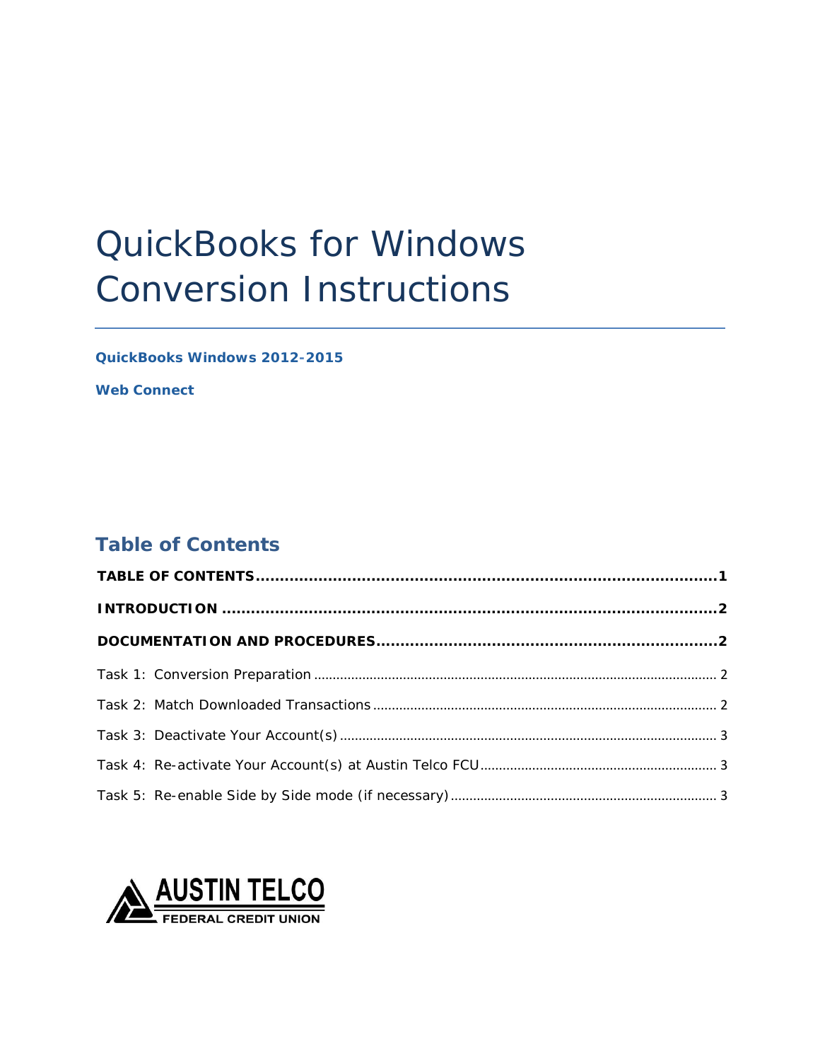# QuickBooks for Windows Conversion Instructions

**QuickBooks Windows 2012-2015**

**Web Connect**

## Table of Contents

**TABLE OF CONTENTS**......................................................................................**1**

**INTRODUCTION**..............................................................................................**2**

**DOCUMENTATION AND PROCEDURES**..............................................................**2**

Task 1: Conversion Preparation .................................................................................. 2

Task 2: Match Downloaded Transactions ..................................................................... 2

Task 3: Deactivate Your Account(s) ............................................................................. 3

Task 4: Re-activate Your Account(s) at Austin Telco FCU ............................................ 3

Task 5: Re-enable Side by Side mode (if necessary) .................................................... 3

AUSTIN TELCO
FEDERAL CREDIT UNION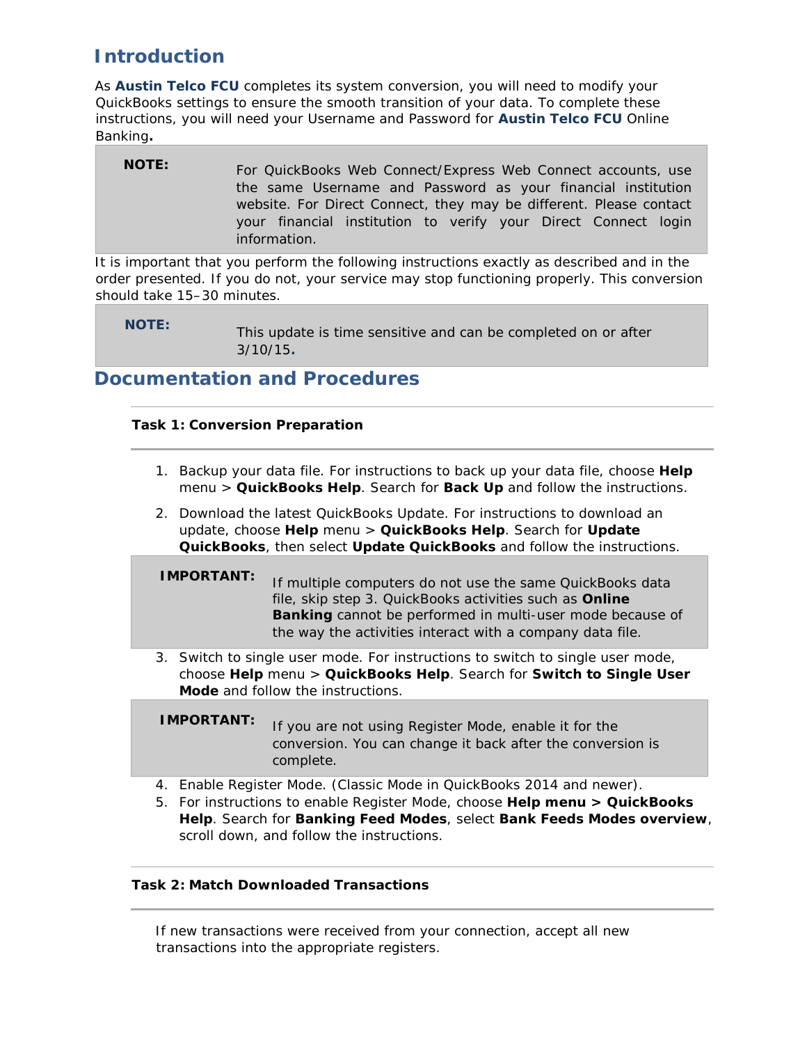# Introduction

As **Austin Telco FCU** completes its system conversion, you will need to modify your QuickBooks settings to ensure the smooth transition of your data. To complete these instructions, you will need your Username and Password for **Austin Telco FCU** Online Banking**.**

> **NOTE:** For QuickBooks Web Connect/Express Web Connect accounts, use the same Username and Password as your financial institution website. For Direct Connect, they may be different. Please contact your financial institution to verify your Direct Connect login information.

It is important that you perform the following instructions exactly as described and in the order presented. If you do not, your service may stop functioning properly. This conversion should take 15–30 minutes.

> **NOTE:** This update is time sensitive and can be completed on or after 3/10/15**.**

# Documentation and Procedures

### Task 1: Conversion Preparation

1. Backup your data file. For instructions to back up your data file, choose **Help** menu > **QuickBooks Help**. Search for **Back Up** and follow the instructions.
2. Download the latest QuickBooks Update. For instructions to download an update, choose **Help** menu > **QuickBooks Help**. Search for **Update QuickBooks**, then select **Update QuickBooks** and follow the instructions.

> **IMPORTANT:** If multiple computers do not use the same QuickBooks data file, skip step 3. QuickBooks activities such as **Online Banking** cannot be performed in multi-user mode because of the way the activities interact with a company data file.

3. Switch to single user mode. For instructions to switch to single user mode, choose **Help** menu > **QuickBooks Help**. Search for **Switch to Single User Mode** and follow the instructions.

> **IMPORTANT:** If you are not using Register Mode, enable it for the conversion. You can change it back after the conversion is complete.

4. Enable Register Mode. (Classic Mode in QuickBooks 2014 and newer).
5. For instructions to enable Register Mode, choose **Help menu > QuickBooks Help**. Search for **Banking Feed Modes**, select **Bank Feeds Modes overview**, scroll down, and follow the instructions.

### Task 2: Match Downloaded Transactions

If new transactions were received from your connection, accept all new transactions into the appropriate registers.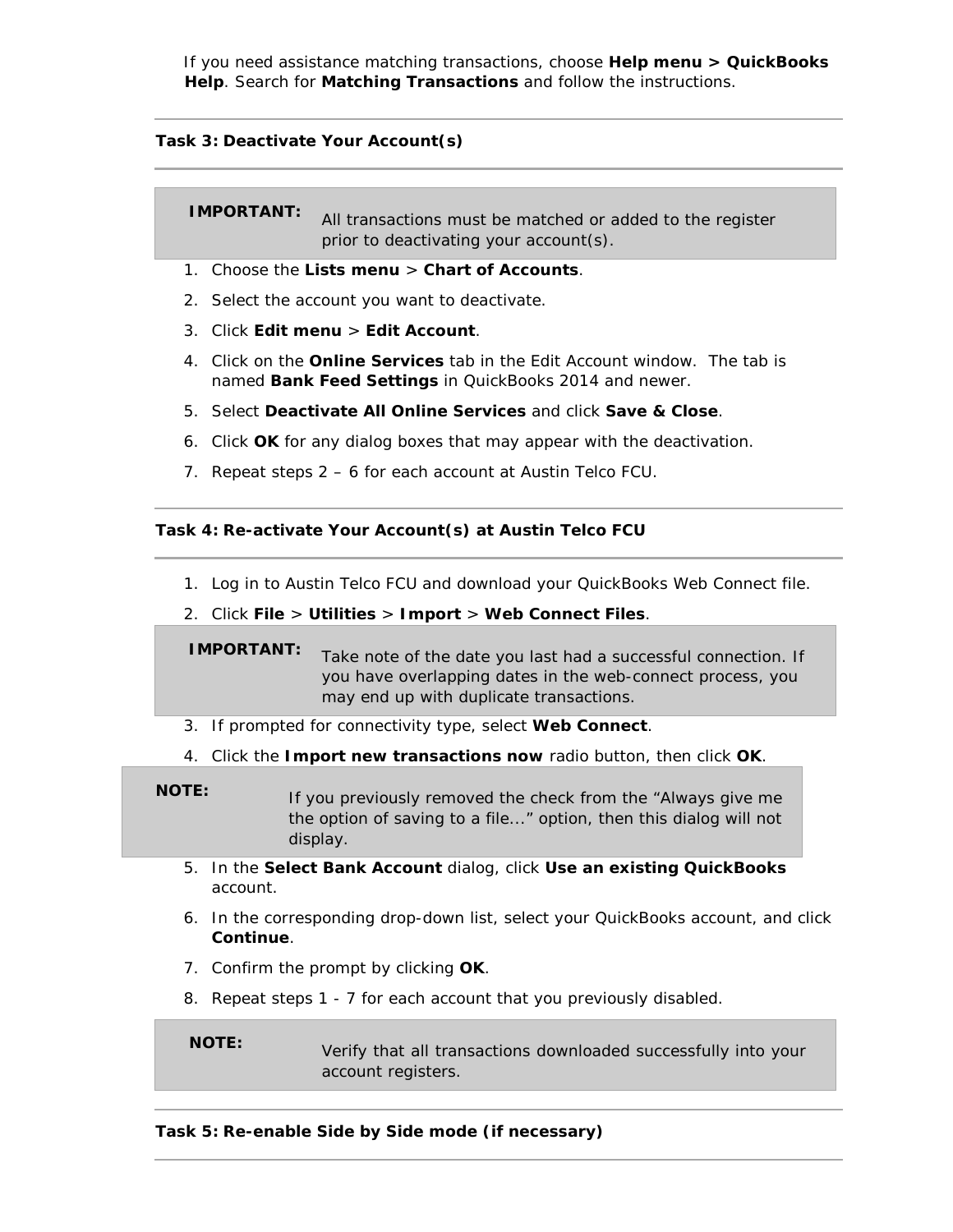If you need assistance matching transactions, choose **Help menu > QuickBooks Help**. Search for **Matching Transactions** and follow the instructions.

### Task 3: Deactivate Your Account(s)

| **IMPORTANT:** | All transactions must be matched or added to the register prior to deactivating your account(s). |
|---|---|

1. Choose the **Lists menu** > **Chart of Accounts**.
2. Select the account you want to deactivate.
3. Click **Edit menu** > **Edit Account**.
4. Click on the **Online Services** tab in the Edit Account window. The tab is named **Bank Feed Settings** in QuickBooks 2014 and newer.
5. Select **Deactivate All Online Services** and click **Save & Close**.
6. Click **OK** for any dialog boxes that may appear with the deactivation.
7. Repeat steps 2 – 6 for each account at Austin Telco FCU.

### Task 4: Re-activate Your Account(s) at Austin Telco FCU

1. Log in to Austin Telco FCU and download your QuickBooks Web Connect file.
2. Click **File** > **Utilities** > **Import** > **Web Connect Files**.

| **IMPORTANT:** | Take note of the date you last had a successful connection. If you have overlapping dates in the web-connect process, you may end up with duplicate transactions. |
|---|---|

3. If prompted for connectivity type, select **Web Connect**.
4. Click the **Import new transactions now** radio button, then click **OK**.

| **NOTE:** | If you previously removed the check from the “Always give me the option of saving to a file...” option, then this dialog will not display. |
|---|---|

5. In the **Select Bank Account** dialog, click **Use an existing QuickBooks** account.
6. In the corresponding drop-down list, select your QuickBooks account, and click **Continue**.
7. Confirm the prompt by clicking **OK**.
8. Repeat steps 1 - 7 for each account that you previously disabled.

| **NOTE:** | Verify that all transactions downloaded successfully into your account registers. |
|---|---|

### Task 5: Re-enable Side by Side mode (if necessary)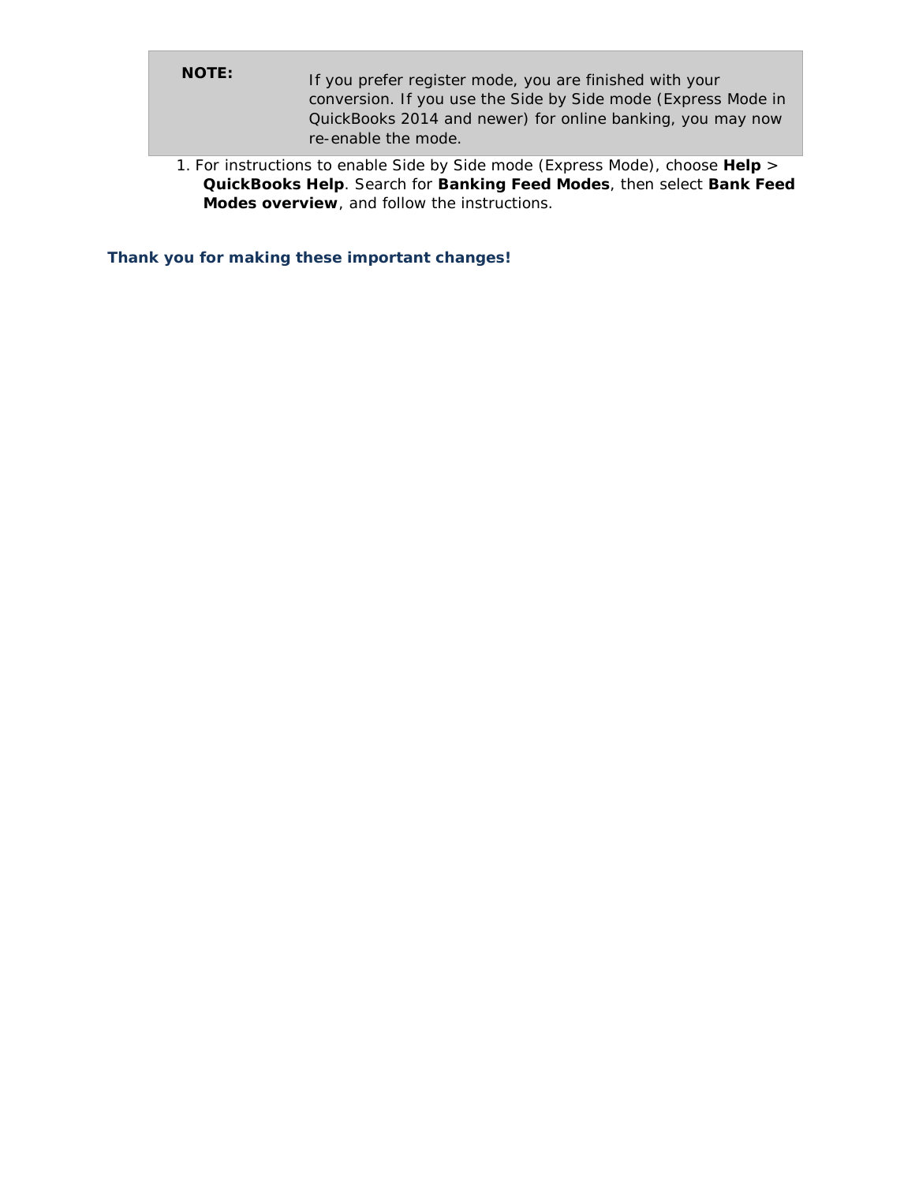> **NOTE:** If you prefer register mode, you are finished with your conversion. If you use the Side by Side mode (Express Mode in QuickBooks 2014 and newer) for online banking, you may now re-enable the mode.

1. For instructions to enable Side by Side mode (Express Mode), choose **Help** > **QuickBooks Help**. Search for **Banking Feed Modes**, then select **Bank Feed Modes overview**, and follow the instructions.

**Thank you for making these important changes!**